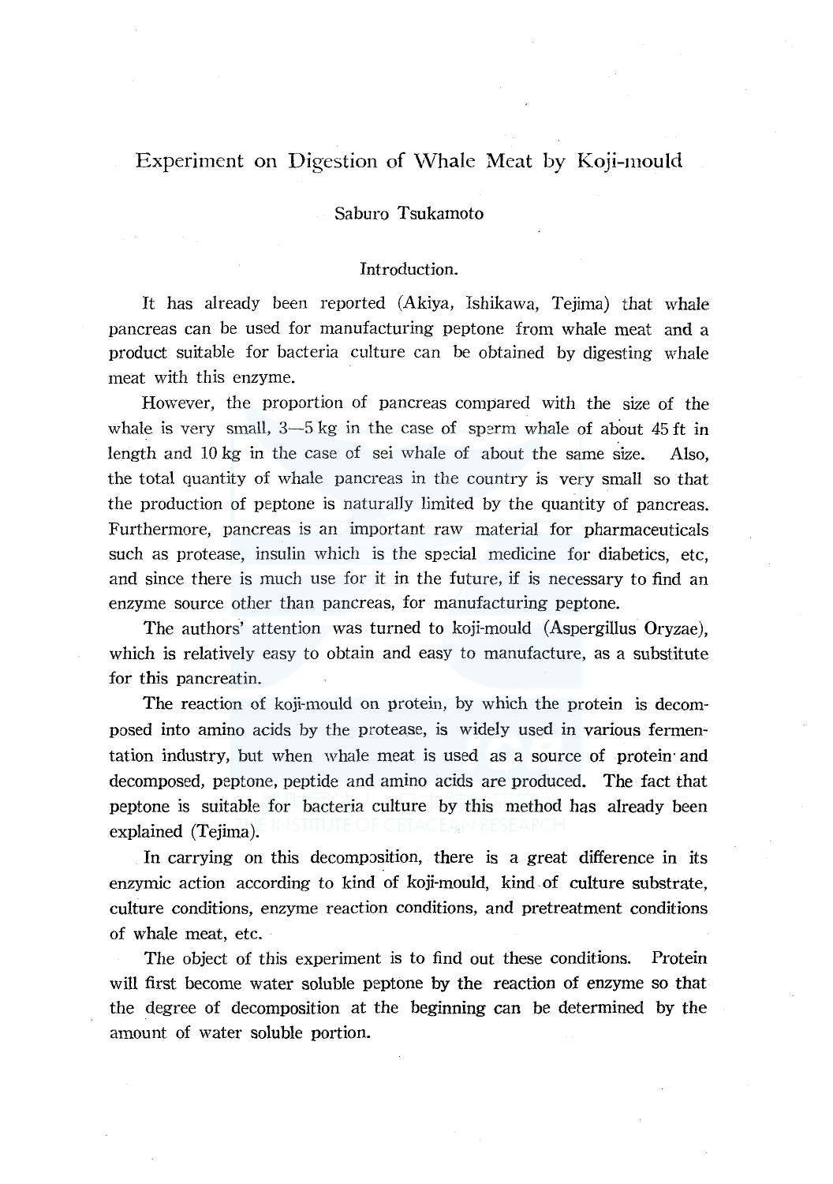# Experiment on Digestion of Whale Meat by Koji-mould

Saburo Tsukamoto

## Introduction.

It has already been reported (Akiya, Ishikawa, Tejima) that whale pancreas can be used for manufacturing peptone from whale meat and a product suitable for bacteria culture can be obtained by digesting whale meat with this enzyme.

However, the proportion of pancreas compared with the size of the whale is very small, 3—5 kg in the case of sperm whale of about 45 ft in length and 10 kg in the case of sei whale of about the same size. Also, the total quantity of whale pancreas in the country is very small so that the production of peptone is naturally limited by the quantity of pancreas. Furthermore, pancreas is an important raw material for pharmaceuticals such as protease, insulin which is the special medicine for diabetics, etc, and since there is much use for it in the future, if is necessary to find an enzyme source other than pancreas, for manufacturing peptone.

The authors' attention was turned to koji-mould (Aspergillus Oryzae), which is relatively easy to obtain and easy to manufacture, as a substitute for this pancreatin.

The reaction of koji-mould on protein, by which the protein is decomposed into amino acids by the protease, is widely used in various fermentation industry, but when whale meat is used as a source of protein and decomposed, peptone, peptide and amino acids are produced. The fact that peptone is suitable for bacteria culture by this method has already been explained (Tejima).

In carrying on this decomposition, there is a great difference in its enzymic action according to kind of koji-mould, kind of culture substrate, culture conditions, enzyme reaction conditions, and pretreatment conditions of whale meat, etc.

The object of this experiment is to find out these conditions. Protein will first become water soluble peptone by the reaction of enzyme so that the degree of decomposition at the beginning can be determined by the amount of water soluble portion.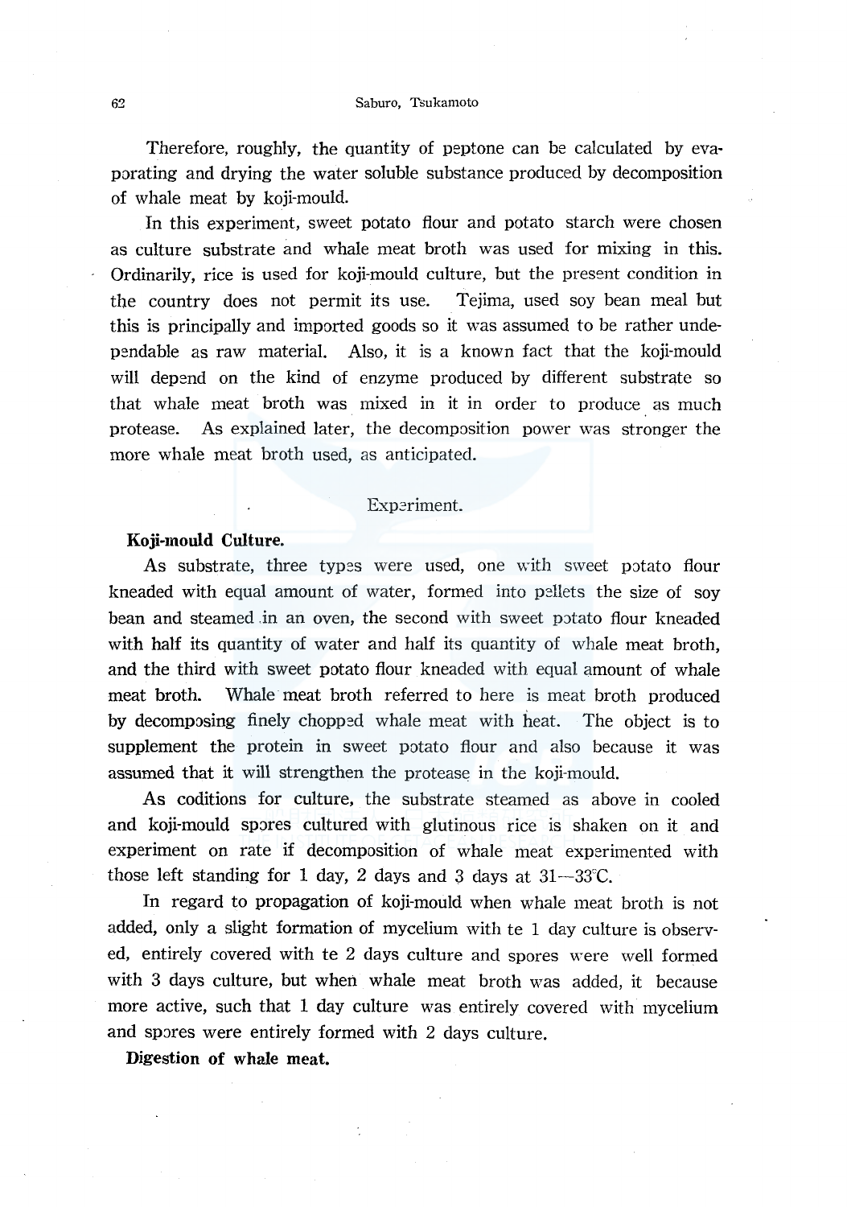Therefore, roughly, the quantity of peptone can be calculated by evaporating and drying the water soluble substance produced by decomposition of whale meat by koji-mould.

In this experiment, sweet potato flour and potato starch were chosen as culture substrate and whale meat broth was used for mixing in this. Ordinarily, rice is used for koji-mould culture, but the present condition in the country does not permit its use. Tejima, used soy bean meal but this is principally and imported goods so it was assumed to be rather undependable as raw material. Also, it is a known fact that the koji-mould will depend on the kind of enzyme produced by different substrate so that whale meat broth was mixed in it in order to produce as much protease. As explained later, the decomposition power was stronger the more whale meat broth used, as anticipated.

## Experiment.

### Koji-mould Culture.

As substrate, three types were used, one with sweet potato flour kneaded with equal amount of water, formed into pellets the size of soy bean and steamed in an oven, the second with sweet potato flour kneaded with half its quantity of water and half its quantity of whale meat broth, and the third with sweet potato flour kneaded with equal amount of whale meat broth. Whale meat broth referred to here is meat broth produced by decomposing finely chopped whale meat with heat. The object is to supplement the protein in sweet potato flour and also because it was assumed that it will strengthen the protease in the koji-mould.

As coditions for culture, the substrate steamed as above in cooled and koji-mould spores cultured with glutinous rice is shaken on it and experiment on rate if decomposition of whale meat experimented with those left standing for 1 day, 2 days and 3 days at 31—33°C.

In regard to propagation of koji-mould when whale meat broth is not added, only a slight formation of mycelium with te 1 day culture is observed, entirely covered with te 2 days culture and spores were well formed with 3 days culture, but when whale meat broth was added, it because more active, such that 1 day culture was entirely covered with mycelium and spores were entirely formed with 2 days culture.

### Digestion of whale meat.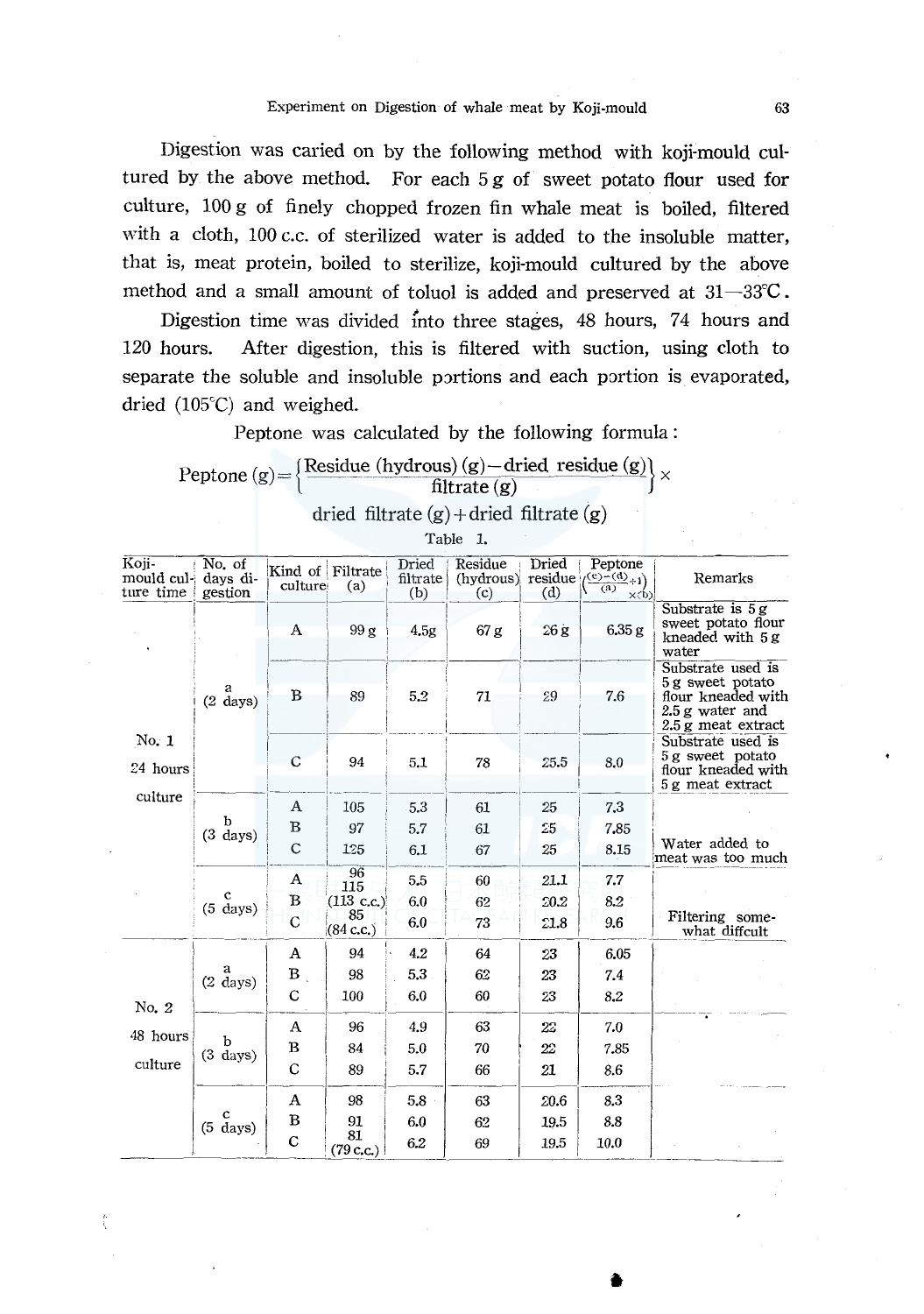Digestion was caried on by the following method with koji-mould cultured by the above method. For each 5 g of sweet potato flour used for culture, 100 g of finely chopped frozen fin whale meat is boiled, filtered with a cloth, 100 c.c. of sterilized water is added to the insoluble matter, that is, meat protein, boiled to sterilize, koji-mould cultured by the above method and a small amount of toluol is added and preserved at 31—33°C.

Digestion time was divided into three stages, 48 hours, 74 hours and 120 hours. After digestion, this is filtered with suction, using cloth to separate the soluble and insoluble portions and each portion is evaporated, dried (105°C) and weighed.

Peptone was calculated by the following formula:

$$\text{Peptone (g)} = \left\{ \frac{\text{Residue (hydrous) (g)} - \text{dried residue (g)}}{\text{filtrate (g)}} \right\} \times \text{dried filtrate (g)} + \text{dried filtrate (g)}$$

Table 1.

| Koji-mould culture time | No. of days digestion | Kind of culture | Filtrate (a) | Dried filtrate (b) | Residue (hydrous) (c) | Dried residue (d) | Peptone $\left(\frac{(c)-(d)}{(a)}+1\right)\times(b)$ | Remarks |
|---|---|---|---|---|---|---|---|---|
| No. 1 24 hours culture | a (2 days) | A | 99 g | 4.5g | 67 g | 26 g | 6.35 g | Substrate is 5 g sweet potato flour kneaded with 5 g water |
| | | B | 89 | 5.2 | 71 | 29 | 7.6 | Substrate used is 5 g sweet potato flour kneaded with 2.5 g water and 2.5 g meat extract |
| | | C | 94 | 5.1 | 78 | 25.5 | 8.0 | Substrate used is 5 g sweet potato flour kneaded with 5 g meat extract |
| | b (3 days) | A | 105 | 5.3 | 61 | 25 | 7.3 | |
| | | B | 97 | 5.7 | 61 | 25 | 7.85 | |
| | | C | 125 | 6.1 | 67 | 25 | 8.15 | Water added to meat was too much |
| | c (5 days) | A | 96 | 5.5 | 60 | 21.1 | 7.7 | |
| | | B | 115 (113 c.c.) | 6.0 | 62 | 20.2 | 8.2 | |
| | | C | 85 (84 c.c.) | 6.0 | 73 | 21.8 | 9.6 | Filtering somewhat diffcult |
| No. 2 48 hours culture | a (2 days) | A | 94 | 4.2 | 64 | 23 | 6.05 | |
| | | B | 98 | 5.3 | 62 | 23 | 7.4 | |
| | | C | 100 | 6.0 | 60 | 23 | 8.2 | |
| | b (3 days) | A | 96 | 4.9 | 63 | 22 | 7.0 | |
| | | B | 84 | 5.0 | 70 | 22 | 7.85 | |
| | | C | 89 | 5.7 | 66 | 21 | 8.6 | |
| | c (5 days) | A | 98 | 5.8 | 63 | 20.6 | 8.3 | |
| | | B | 91 | 6.0 | 62 | 19.5 | 8.8 | |
| | | C | 81 (79 c.c.) | 6.2 | 69 | 19.5 | 10.0 | |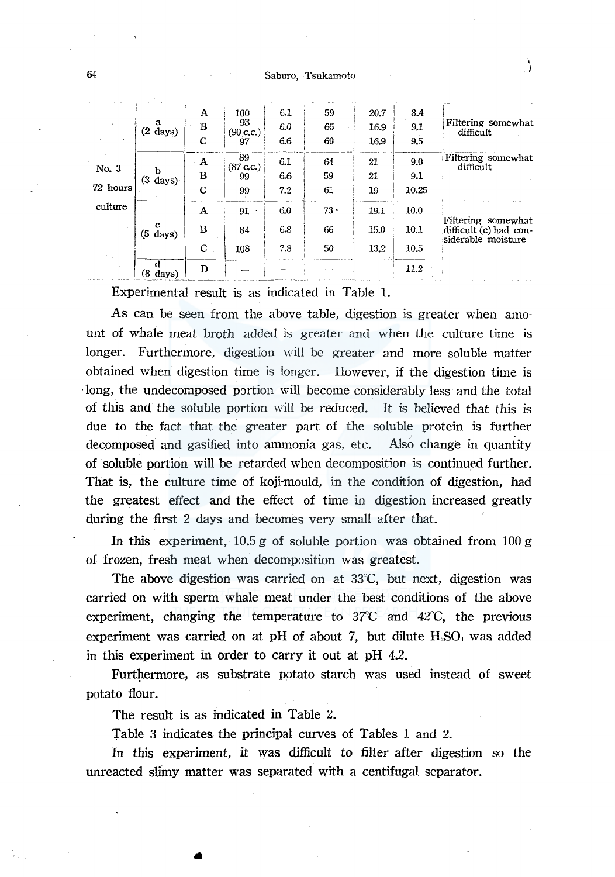| | | | | | | | | |
|---|---|---|---|---|---|---|---|---|
| No. 3 72 hours culture | a (2 days) | A | 100 | 6.1 | 59 | 20.7 | 8.4 | Filtering somewhat difficult |
| | | B | 93 (90 c.c.) | 6.0 | 65 | 16.9 | 9.1 | |
| | | C | 97 | 6.6 | 60 | 16.9 | 9.5 | |
| | b (3 days) | A | 89 (87 c.c.) | 6.1 | 64 | 21 | 9.0 | Filtering somewhat difficult |
| | | B | 99 | 6.6 | 59 | 21 | 9.1 | |
| | | C | 99 | 7.2 | 61 | 19 | 10.25 | |
| | c (5 days) | A | 91 | 6.0 | 73 | 19.1 | 10.0 | Filtering somewhat difficult (c) had considerable moisture |
| | | B | 84 | 6.8 | 66 | 15.0 | 10.1 | |
| | | C | 108 | 7.8 | 50 | 13.2 | 10.5 | |
| | d (8 days) | D | — | — | — | — | 11.2 | |

Experimental result is as indicated in Table 1.

As can be seen from the above table, digestion is greater when amount of whale meat broth added is greater and when the culture time is longer. Furthermore, digestion will be greater and more soluble matter obtained when digestion time is longer. However, if the digestion time is long, the undecomposed portion will become considerably less and the total of this and the soluble portion will be reduced. It is believed that this is due to the fact that the greater part of the soluble protein is further decomposed and gasified into ammonia gas, etc. Also change in quantity of soluble portion will be retarded when decomposition is continued further. That is, the culture time of koji-mould, in the condition of digestion, had the greatest effect and the effect of time in digestion increased greatly during the first 2 days and becomes very small after that.

In this experiment, 10.5 g of soluble portion was obtained from 100 g of frozen, fresh meat when decomposition was greatest.

The above digestion was carried on at 33°C, but next, digestion was carried on with sperm whale meat under the best conditions of the above experiment, changing the temperature to 37°C and 42°C, the previous experiment was carried on at pH of about 7, but dilute $H_2SO_4$ was added in this experiment in order to carry it out at pH 4.2.

Furthermore, as substrate potato starch was used instead of sweet potato flour.

The result is as indicated in Table 2.

Table 3 indicates the principal curves of Tables 1 and 2.

In this experiment, it was difficult to filter after digestion so the unreacted slimy matter was separated with a centifugal separator.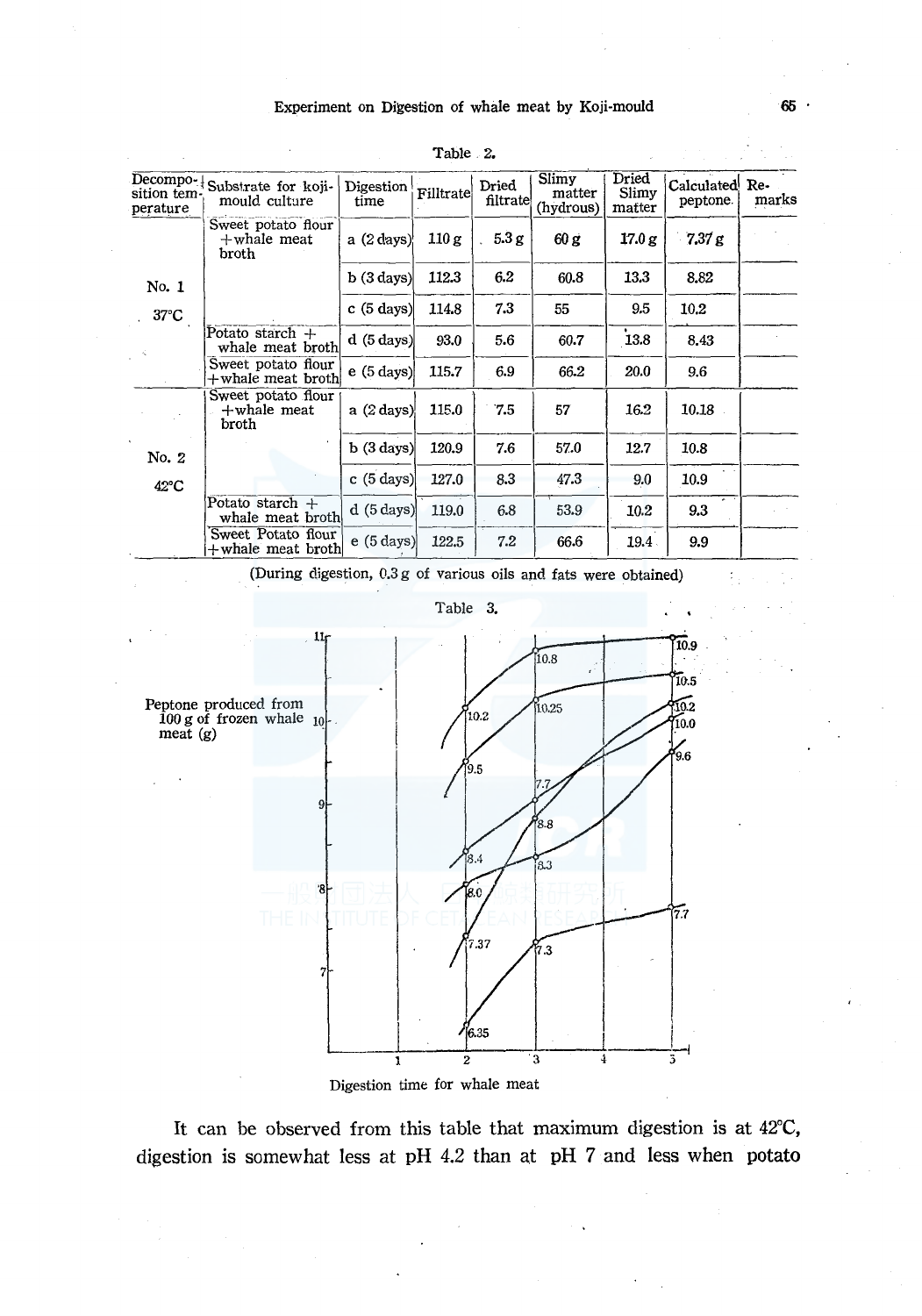Table 2.

| Decomposition temperature | Substrate for koji-mould culture | Digestion time | Filltrate | Dried filtrate | Slimy matter (hydrous) | Dried Slimy matter | Calculated peptone | Remarks |
|---|---|---|---|---|---|---|---|---|
| No. 1 37°C | Sweet potato flour +whale meat broth | a (2 days) | 110 g | 5.3 g | 60 g | 17.0 g | 7.37 g | |
| | | b (3 days) | 112.3 | 6.2 | 60.8 | 13.3 | 8.82 | |
| | | c (5 days) | 114.8 | 7.3 | 55 | 9.5 | 10.2 | |
| | Potato starch + whale meat broth | d (5 days) | 93.0 | 5.6 | 60.7 | 13.8 | 8.43 | |
| | Sweet potato flour +whale meat broth | e (5 days) | 115.7 | 6.9 | 66.2 | 20.0 | 9.6 | |
| No. 2 42°C | Sweet potato flour +whale meat broth | a (2 days) | 115.0 | 7.5 | 57 | 16.2 | 10.18 | |
| | | b (3 days) | 120.9 | 7.6 | 57.0 | 12.7 | 10.8 | |
| | | c (5 days) | 127.0 | 8.3 | 47.3 | 9.0 | 10.9 | |
| | Potato starch + whale meat broth | d (5 days) | 119.0 | 6.8 | 53.9 | 10.2 | 9.3 | |
| | Sweet Potato flour +whale meat broth | e (5 days) | 122.5 | 7.2 | 66.6 | 19.4 | 9.9 | |

(During digestion, 0.3 g of various oils and fats were obtained)

Table 3.

Peptone produced from 100 g of frozen whale meat (g)

Digestion time for whale meat

It can be observed from this table that maximum digestion is at 42°C, digestion is somewhat less at pH 4.2 than at pH 7 and less when potato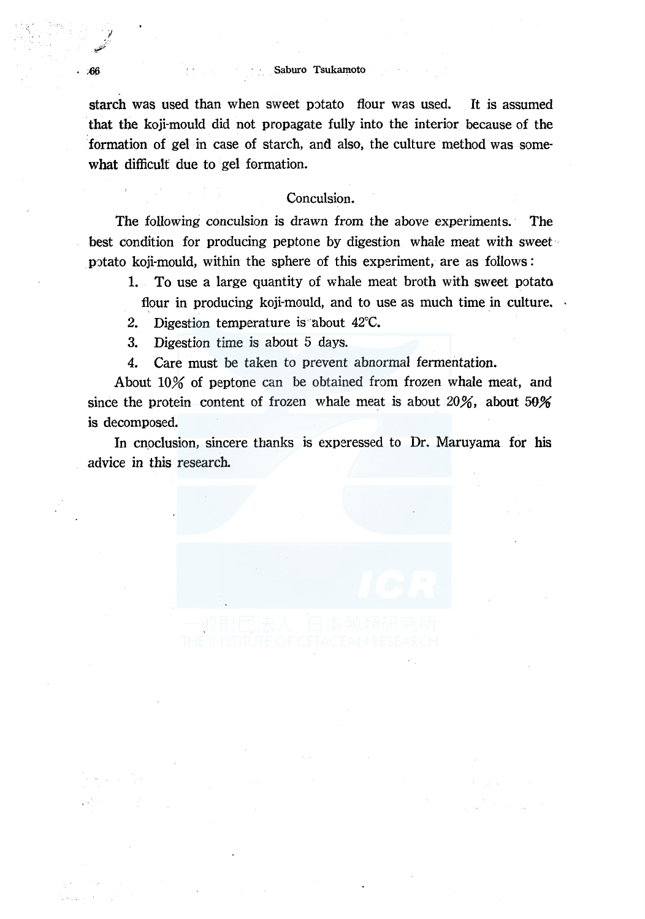starch was used than when sweet potato flour was used. It is assumed that the koji-mould did not propagate fully into the interior because of the formation of gel in case of starch, and also, the culture method was somewhat difficult due to gel formation.

## Conculsion.

The following conculsion is drawn from the above experiments. The best condition for producing peptone by digestion whale meat with sweet potato koji-mould, within the sphere of this experiment, are as follows:

1. To use a large quantity of whale meat broth with sweet potato flour in producing koji-mould, and to use as much time in culture.
2. Digestion temperature is about 42°C.
3. Digestion time is about 5 days.
4. Care must be taken to prevent abnormal fermentation.

About 10% of peptone can be obtained from frozen whale meat, and since the protein content of frozen whale meat is about 20%, about 50% is decomposed.

In cnoclusion, sincere thanks is experessed to Dr. Maruyama for his advice in this research.